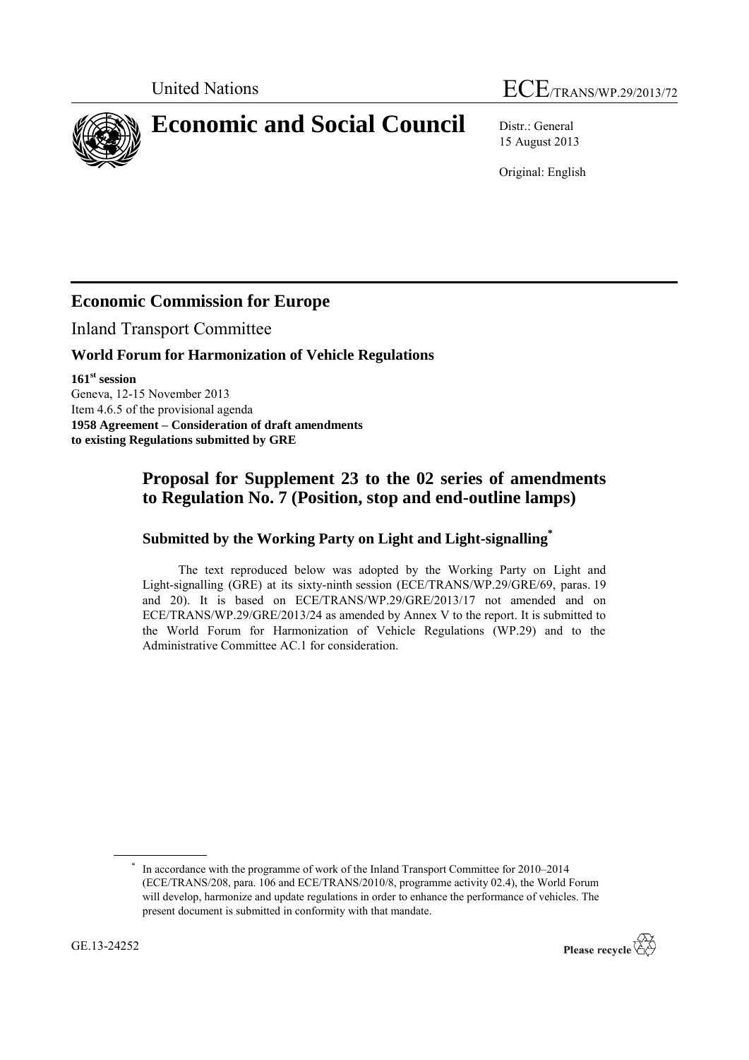United Nations

ECE/TRANS/WP.29/2013/72

# Economic and Social Council

Distr.: General
15 August 2013

Original: English

## Economic Commission for Europe

Inland Transport Committee

### World Forum for Harmonization of Vehicle Regulations

**161st session**
Geneva, 12-15 November 2013
Item 4.6.5 of the provisional agenda
**1958 Agreement – Consideration of draft amendments to existing Regulations submitted by GRE**

## Proposal for Supplement 23 to the 02 series of amendments to Regulation No. 7 (Position, stop and end-outline lamps)

### Submitted by the Working Party on Light and Light-signalling*

The text reproduced below was adopted by the Working Party on Light and Light-signalling (GRE) at its sixty-ninth session (ECE/TRANS/WP.29/GRE/69, paras. 19 and 20). It is based on ECE/TRANS/WP.29/GRE/2013/17 not amended and on ECE/TRANS/WP.29/GRE/2013/24 as amended by Annex V to the report. It is submitted to the World Forum for Harmonization of Vehicle Regulations (WP.29) and to the Administrative Committee AC.1 for consideration.

* In accordance with the programme of work of the Inland Transport Committee for 2010–2014 (ECE/TRANS/208, para. 106 and ECE/TRANS/2010/8, programme activity 02.4), the World Forum will develop, harmonize and update regulations in order to enhance the performance of vehicles. The present document is submitted in conformity with that mandate.

GE.13-24252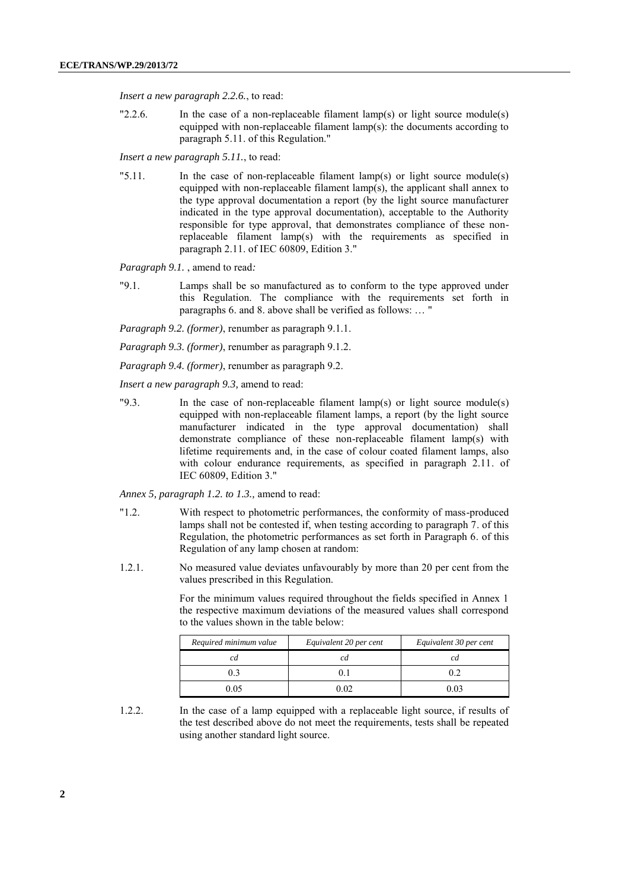*Insert a new paragraph 2.2.6.*, to read:

"2.2.6. In the case of a non-replaceable filament lamp(s) or light source module(s) equipped with non-replaceable filament lamp(s): the documents according to paragraph 5.11. of this Regulation."

*Insert a new paragraph 5.11.*, to read:

"5.11. In the case of non-replaceable filament lamp(s) or light source module(s) equipped with non-replaceable filament lamp(s), the applicant shall annex to the type approval documentation a report (by the light source manufacturer indicated in the type approval documentation), acceptable to the Authority responsible for type approval, that demonstrates compliance of these non-replaceable filament lamp(s) with the requirements as specified in paragraph 2.11. of IEC 60809, Edition 3."

*Paragraph 9.1.* , amend to read*:*

"9.1. Lamps shall be so manufactured as to conform to the type approved under this Regulation. The compliance with the requirements set forth in paragraphs 6. and 8. above shall be verified as follows: … "

*Paragraph 9.2. (former)*, renumber as paragraph 9.1.1.

*Paragraph 9.3. (former)*, renumber as paragraph 9.1.2.

*Paragraph 9.4. (former)*, renumber as paragraph 9.2.

*Insert a new paragraph 9.3,* amend to read:

"9.3. In the case of non-replaceable filament lamp(s) or light source module(s) equipped with non-replaceable filament lamps, a report (by the light source manufacturer indicated in the type approval documentation) shall demonstrate compliance of these non-replaceable filament lamp(s) with lifetime requirements and, in the case of colour coated filament lamps, also with colour endurance requirements, as specified in paragraph 2.11. of IEC 60809, Edition 3."

*Annex 5, paragraph 1.2. to 1.3.,* amend to read:

"1.2. With respect to photometric performances, the conformity of mass-produced lamps shall not be contested if, when testing according to paragraph 7. of this Regulation, the photometric performances as set forth in Paragraph 6. of this Regulation of any lamp chosen at random:

1.2.1. No measured value deviates unfavourably by more than 20 per cent from the values prescribed in this Regulation.

For the minimum values required throughout the fields specified in Annex 1 the respective maximum deviations of the measured values shall correspond to the values shown in the table below:

| *Required minimum value* | *Equivalent 20 per cent* | *Equivalent 30 per cent* |
|---|---|---|
| *cd* | *cd* | *cd* |
| 0.3 | 0.1 | 0.2 |
| 0.05 | 0.02 | 0.03 |

1.2.2. In the case of a lamp equipped with a replaceable light source, if results of the test described above do not meet the requirements, tests shall be repeated using another standard light source.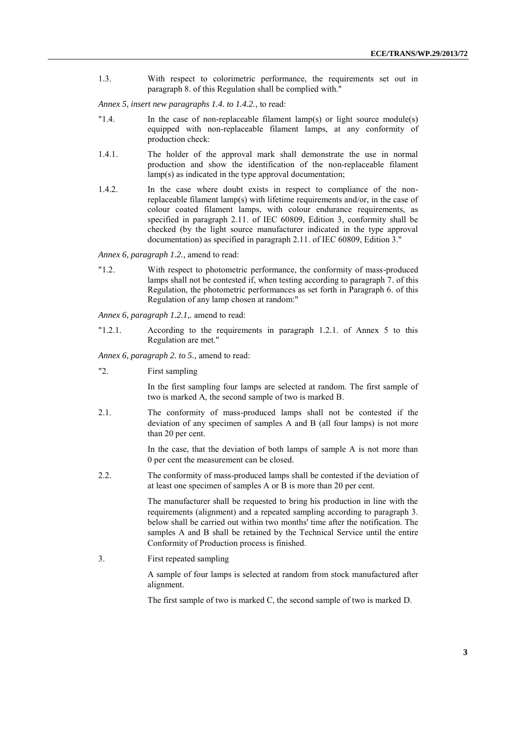1.3. With respect to colorimetric performance, the requirements set out in paragraph 8. of this Regulation shall be complied with."

*Annex 5, insert new paragraphs 1.4. to 1.4.2.*, to read:

"1.4. In the case of non-replaceable filament lamp(s) or light source module(s) equipped with non-replaceable filament lamps, at any conformity of production check:

1.4.1. The holder of the approval mark shall demonstrate the use in normal production and show the identification of the non-replaceable filament lamp(s) as indicated in the type approval documentation;

1.4.2. In the case where doubt exists in respect to compliance of the non-replaceable filament lamp(s) with lifetime requirements and/or, in the case of colour coated filament lamps, with colour endurance requirements, as specified in paragraph 2.11. of IEC 60809, Edition 3, conformity shall be checked (by the light source manufacturer indicated in the type approval documentation) as specified in paragraph 2.11. of IEC 60809, Edition 3."

*Annex 6, paragraph 1.2.,* amend to read:

"1.2. With respect to photometric performance, the conformity of mass-produced lamps shall not be contested if, when testing according to paragraph 7. of this Regulation, the photometric performances as set forth in Paragraph 6. of this Regulation of any lamp chosen at random:"

*Annex 6, paragraph 1.2.1,.* amend to read:

"1.2.1. According to the requirements in paragraph 1.2.1. of Annex 5 to this Regulation are met."

*Annex 6, paragraph 2. to 5.,* amend to read:

"2. First sampling

In the first sampling four lamps are selected at random. The first sample of two is marked A, the second sample of two is marked B.

2.1. The conformity of mass-produced lamps shall not be contested if the deviation of any specimen of samples A and B (all four lamps) is not more than 20 per cent.

In the case, that the deviation of both lamps of sample A is not more than 0 per cent the measurement can be closed.

2.2. The conformity of mass-produced lamps shall be contested if the deviation of at least one specimen of samples A or B is more than 20 per cent.

The manufacturer shall be requested to bring his production in line with the requirements (alignment) and a repeated sampling according to paragraph 3. below shall be carried out within two months' time after the notification. The samples A and B shall be retained by the Technical Service until the entire Conformity of Production process is finished.

3. First repeated sampling

A sample of four lamps is selected at random from stock manufactured after alignment.

The first sample of two is marked C, the second sample of two is marked D.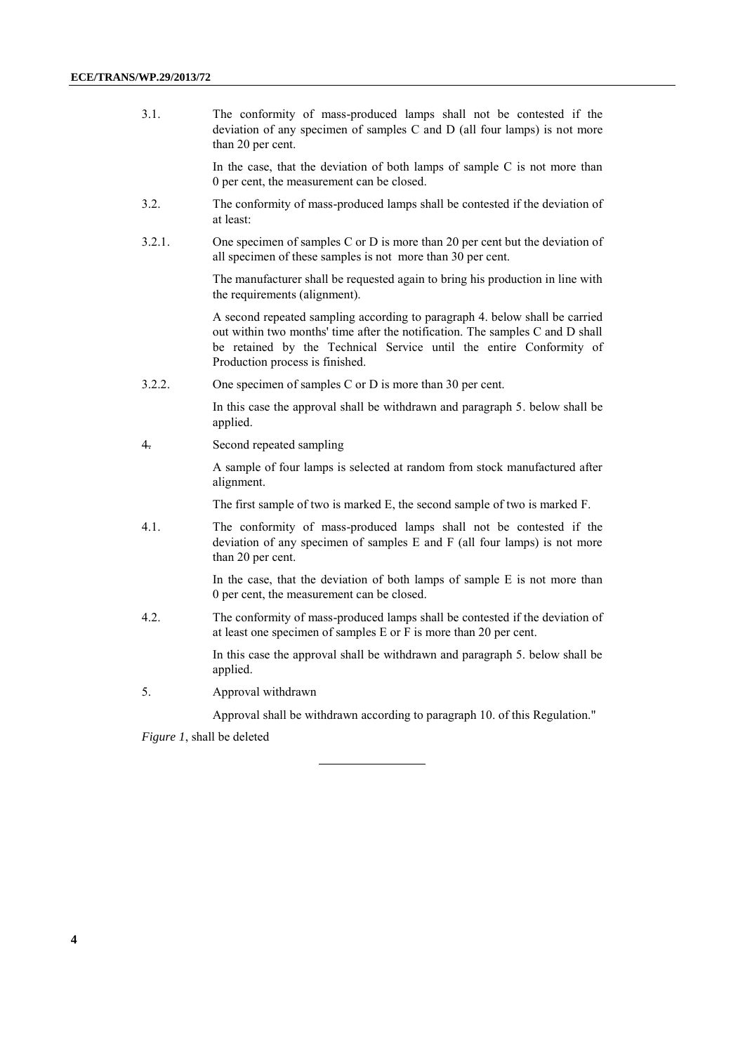3.1. The conformity of mass-produced lamps shall not be contested if the deviation of any specimen of samples C and D (all four lamps) is not more than 20 per cent.

In the case, that the deviation of both lamps of sample C is not more than 0 per cent, the measurement can be closed.

3.2. The conformity of mass-produced lamps shall be contested if the deviation of at least:

3.2.1. One specimen of samples C or D is more than 20 per cent but the deviation of all specimen of these samples is not more than 30 per cent.

The manufacturer shall be requested again to bring his production in line with the requirements (alignment).

A second repeated sampling according to paragraph 4. below shall be carried out within two months' time after the notification. The samples C and D shall be retained by the Technical Service until the entire Conformity of Production process is finished.

3.2.2. One specimen of samples C or D is more than 30 per cent.

In this case the approval shall be withdrawn and paragraph 5. below shall be applied.

4. Second repeated sampling

A sample of four lamps is selected at random from stock manufactured after alignment.

The first sample of two is marked E, the second sample of two is marked F.

4.1. The conformity of mass-produced lamps shall not be contested if the deviation of any specimen of samples E and F (all four lamps) is not more than 20 per cent.

In the case, that the deviation of both lamps of sample E is not more than 0 per cent, the measurement can be closed.

4.2. The conformity of mass-produced lamps shall be contested if the deviation of at least one specimen of samples E or F is more than 20 per cent.

In this case the approval shall be withdrawn and paragraph 5. below shall be applied.

5. Approval withdrawn

Approval shall be withdrawn according to paragraph 10. of this Regulation."

*Figure 1*, shall be deleted